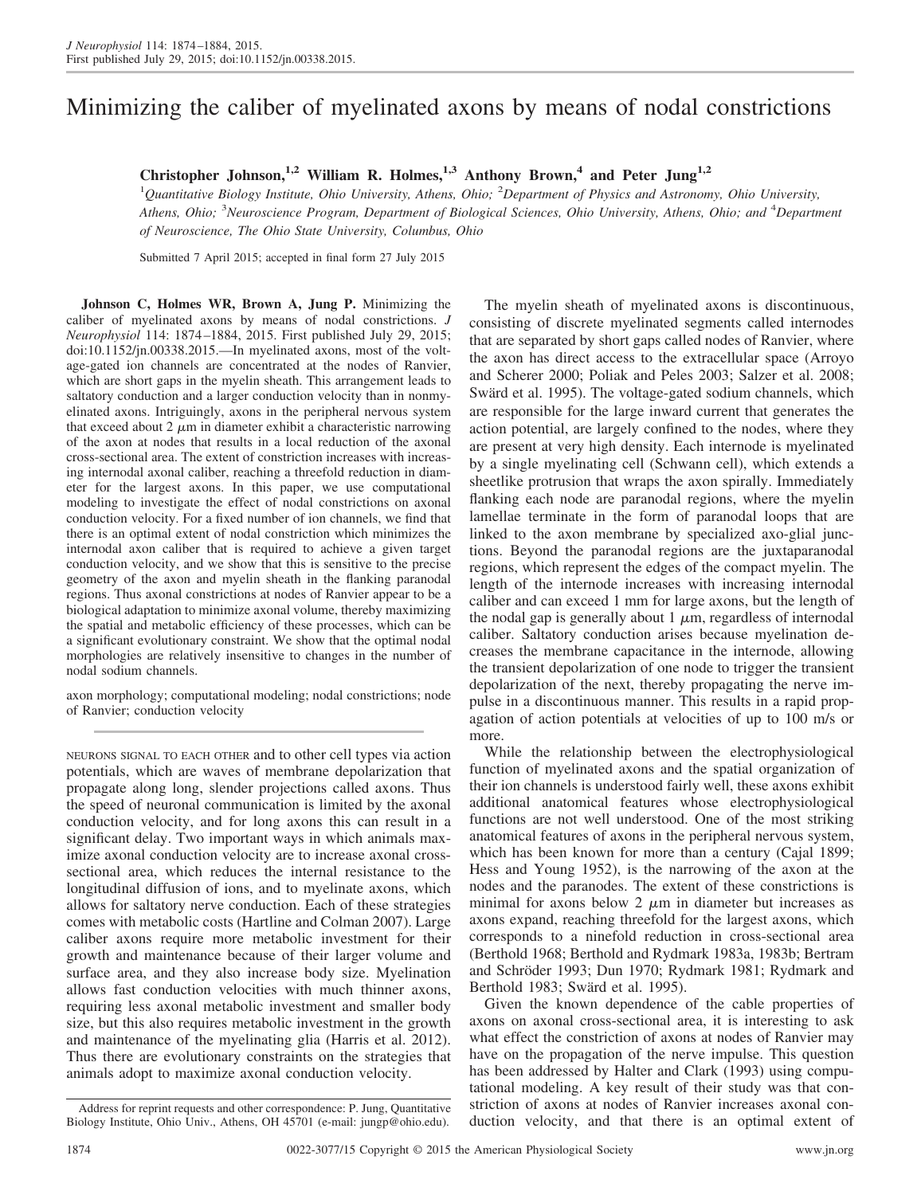# Minimizing the caliber of myelinated axons by means of nodal constrictions

**Christopher Johnson,[1,2] William R. Holmes,[1,3] Anthony Brown,[4] and Peter Jung[1,2]**

[1]Quantitative Biology Institute, Ohio University, Athens, Ohio; [2]Department of Physics and Astronomy, Ohio University, Athens, Ohio; [3]Neuroscience Program, Department of Biological Sciences, Ohio University, Athens, Ohio; and [4]Department of Neuroscience, The Ohio State University, Columbus, Ohio

Submitted 7 April 2015; accepted in final form 27 July 2015

**Johnson C, Holmes WR, Brown A, Jung P.** Minimizing the caliber of myelinated axons by means of nodal constrictions. *J Neurophysiol* 114: 1874–1884, 2015. First published July 29, 2015; doi:10.1152/jn.00338.2015.—In myelinated axons, most of the voltage-gated ion channels are concentrated at the nodes of Ranvier, which are short gaps in the myelin sheath. This arrangement leads to saltatory conduction and a larger conduction velocity than in nonmyelinated axons. Intriguingly, axons in the peripheral nervous system that exceed about 2 $\mu$m in diameter exhibit a characteristic narrowing of the axon at nodes that results in a local reduction of the axonal cross-sectional area. The extent of constriction increases with increasing internodal axonal caliber, reaching a threefold reduction in diameter for the largest axons. In this paper, we use computational modeling to investigate the effect of nodal constrictions on axonal conduction velocity. For a fixed number of ion channels, we find that there is an optimal extent of nodal constriction which minimizes the internodal axon caliber that is required to achieve a given target conduction velocity, and we show that this is sensitive to the precise geometry of the axon and myelin sheath in the flanking paranodal regions. Thus axonal constrictions at nodes of Ranvier appear to be a biological adaptation to minimize axonal volume, thereby maximizing the spatial and metabolic efficiency of these processes, which can be a significant evolutionary constraint. We show that the optimal nodal morphologies are relatively insensitive to changes in the number of nodal sodium channels.

axon morphology; computational modeling; nodal constrictions; node of Ranvier; conduction velocity

NEURONS SIGNAL TO EACH OTHER and to other cell types via action potentials, which are waves of membrane depolarization that propagate along long, slender projections called axons. Thus the speed of neuronal communication is limited by the axonal conduction velocity, and for long axons this can result in a significant delay. Two important ways in which animals maximize axonal conduction velocity are to increase axonal cross-sectional area, which reduces the internal resistance to the longitudinal diffusion of ions, and to myelinate axons, which allows for saltatory nerve conduction. Each of these strategies comes with metabolic costs (Hartline and Colman 2007). Large caliber axons require more metabolic investment for their growth and maintenance because of their larger volume and surface area, and they also increase body size. Myelination allows fast conduction velocities with much thinner axons, requiring less axonal metabolic investment and smaller body size, but this also requires metabolic investment in the growth and maintenance of the myelinating glia (Harris et al. 2012). Thus there are evolutionary constraints on the strategies that animals adopt to maximize axonal conduction velocity.

The myelin sheath of myelinated axons is discontinuous, consisting of discrete myelinated segments called internodes that are separated by short gaps called nodes of Ranvier, where the axon has direct access to the extracellular space (Arroyo and Scherer 2000; Poliak and Peles 2003; Salzer et al. 2008; Swärd et al. 1995). The voltage-gated sodium channels, which are responsible for the large inward current that generates the action potential, are largely confined to the nodes, where they are present at very high density. Each internode is myelinated by a single myelinating cell (Schwann cell), which extends a sheetlike protrusion that wraps the axon spirally. Immediately flanking each node are paranodal regions, where the myelin lamellae terminate in the form of paranodal loops that are linked to the axon membrane by specialized axo-glial junctions. Beyond the paranodal regions are the juxtaparanodal regions, which represent the edges of the compact myelin. The length of the internode increases with increasing internodal caliber and can exceed 1 mm for large axons, but the length of the nodal gap is generally about 1 $\mu$m, regardless of internodal caliber. Saltatory conduction arises because myelination decreases the membrane capacitance in the internode, allowing the transient depolarization of one node to trigger the transient depolarization of the next, thereby propagating the nerve impulse in a discontinuous manner. This results in a rapid propagation of action potentials at velocities of up to 100 m/s or more.

While the relationship between the electrophysiological function of myelinated axons and the spatial organization of their ion channels is understood fairly well, these axons exhibit additional anatomical features whose electrophysiological functions are not well understood. One of the most striking anatomical features of axons in the peripheral nervous system, which has been known for more than a century (Cajal 1899; Hess and Young 1952), is the narrowing of the axon at the nodes and the paranodes. The extent of these constrictions is minimal for axons below 2 $\mu$m in diameter but increases as axons expand, reaching threefold for the largest axons, which corresponds to a ninefold reduction in cross-sectional area (Berthold 1968; Berthold and Rydmark 1983a, 1983b; Bertram and Schröder 1993; Dun 1970; Rydmark 1981; Rydmark and Berthold 1983; Swärd et al. 1995).

Given the known dependence of the cable properties of axons on axonal cross-sectional area, it is interesting to ask what effect the constriction of axons at nodes of Ranvier may have on the propagation of the nerve impulse. This question has been addressed by Halter and Clark (1993) using computational modeling. A key result of their study was that constriction of axons at nodes of Ranvier increases axonal conduction velocity, and that there is an optimal extent of

Address for reprint requests and other correspondence: P. Jung, Quantitative Biology Institute, Ohio Univ., Athens, OH 45701 (e-mail: jungp@ohio.edu).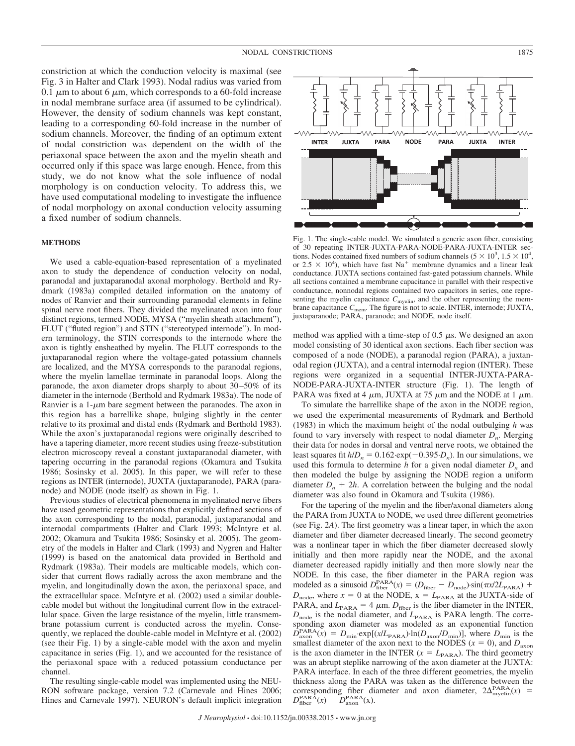constriction at which the conduction velocity is maximal (see Fig. 3 in Halter and Clark 1993). Nodal radius was varied from 0.1 μm to about 6 μm, which corresponds to a 60-fold increase in nodal membrane surface area (if assumed to be cylindrical). However, the density of sodium channels was kept constant, leading to a corresponding 60-fold increase in the number of sodium channels. Moreover, the finding of an optimum extent of nodal constriction was dependent on the width of the periaxonal space between the axon and the myelin sheath and occurred only if this space was large enough. Hence, from this study, we do not know what the sole influence of nodal morphology is on conduction velocity. To address this, we have used computational modeling to investigate the influence of nodal morphology on axonal conduction velocity assuming a fixed number of sodium channels.

## METHODS

We used a cable-equation-based representation of a myelinated axon to study the dependence of conduction velocity on nodal, paranodal and juxtaparanodal axonal morphology. Berthold and Rydmark (1983a) compiled detailed information on the anatomy of nodes of Ranvier and their surrounding paranodal elements in feline spinal nerve root fibers. They divided the myelinated axon into four distinct regions, termed NODE, MYSA ("myelin sheath attachment"), FLUT ("fluted region") and STIN ("stereotyped internode"). In modern terminology, the STIN corresponds to the internode where the axon is tightly ensheathed by myelin. The FLUT corresponds to the juxtaparanodal region where the voltage-gated potassium channels are localized, and the MYSA corresponds to the paranodal regions, where the myelin lamellae terminate in paranodal loops. Along the paranode, the axon diameter drops sharply to about 30–50% of its diameter in the internode (Berthold and Rydmark 1983a). The node of Ranvier is a 1-μm bare segment between the paranodes. The axon in this region has a barrellike shape, bulging slightly in the center relative to its proximal and distal ends (Rydmark and Berthold 1983). While the axon's juxtaparanodal regions were originally described to have a tapering diameter, more recent studies using freeze-substitution electron microscopy reveal a constant juxtaparanodal diameter, with tapering occurring in the paranodal regions (Okamura and Tsukita 1986; Sosinsky et al. 2005). In this paper, we will refer to these regions as INTER (internode), JUXTA (juxtaparanode), PARA (paranode) and NODE (node itself) as shown in Fig. 1.

Previous studies of electrical phenomena in myelinated nerve fibers have used geometric representations that explicitly defined sections of the axon corresponding to the nodal, paranodal, juxtaparanodal and internodal compartments (Halter and Clark 1993; McIntyre et al. 2002; Okamura and Tsukita 1986; Sosinsky et al. 2005). The geometry of the models in Halter and Clark (1993) and Nygren and Halter (1999) is based on the anatomical data provided in Berthold and Rydmark (1983a). Their models are multicable models, which consider that current flows radially across the axon membrane and the myelin, and longitudinally down the axon, the periaxonal space, and the extracellular space. McIntyre et al. (2002) used a similar double-cable model but without the longitudinal current flow in the extracellular space. Given the large resistance of the myelin, little transmembrane potassium current is conducted across the myelin. Consequently, we replaced the double-cable model in McIntyre et al. (2002) (see their Fig. 1) by a single-cable model with the axon and myelin capacitance in series (Fig. 1), and we accounted for the resistance of the periaxonal space with a reduced potassium conductance per channel.

The resulting single-cable model was implemented using the NEURON software package, version 7.2 (Carnevale and Hines 2006; Hines and Carnevale 1997). NEURON's default implicit integration method was applied with a time-step of 0.5 μs. We designed an axon model consisting of 30 identical axon sections. Each fiber section was composed of a node (NODE), a paranodal region (PARA), a juxtanodal region (JUXTA), and a central internodal region (INTER). These regions were organized in a sequential INTER-JUXTA-PARA-NODE-PARA-JUXTA-INTER structure (Fig. 1). The length of PARA was fixed at 4 μm, JUXTA at 75 μm and the NODE at 1 μm.

Fig. 1. The single-cable model. We simulated a generic axon fiber, consisting of 30 repeating INTER-JUXTA-PARA-NODE-PARA-JUXTA-INTER sections. Nodes contained fixed numbers of sodium channels ($5 \times 10^3$, $1.5 \times 10^4$, or $2.5 \times 10^4$), which have fast $Na^+$ membrane dynamics and a linear leak conductance. JUXTA sections contained fast-gated potassium channels. While all sections contained a membrane capacitance in parallel with their respective conductance, nonnodal regions contained two capacitors in series, one representing the myelin capacitance $C_{myelin}$, and the other representing the membrane capacitance $C_{mem}$. The figure is not to scale. INTER, internode; JUXTA, juxtaparanode; PARA, paranode; and NODE, node itself.

To simulate the barrellike shape of the axon in the NODE region, we used the experimental measurements of Rydmark and Berthold (1983) in which the maximum height of the nodal outbulging $h$ was found to vary inversely with respect to nodal diameter $D_n$. Merging their data for nodes in dorsal and ventral nerve roots, we obtained the least squares fit $h/D_n = 0.162 \cdot \exp(-0.395 \cdot D_n)$. In our simulations, we used this formula to determine $h$ for a given nodal diameter $D_n$ and then modeled the bulge by assigning the NODE region a uniform diameter $D_n + 2h$. A correlation between the bulging and the nodal diameter was also found in Okamura and Tsukita (1986).

For the tapering of the myelin and the fiber/axonal diameters along the PARA from JUXTA to NODE, we used three different geometries (see Fig. 2A). The first geometry was a linear taper, in which the axon diameter and fiber diameter decreased linearly. The second geometry was a nonlinear taper in which the fiber diameter decreased slowly initially and then more rapidly near the NODE, and the axonal diameter decreased rapidly initially and then more slowly near the NODE. In this case, the fiber diameter in the PARA region was modeled as a sinusoid $D_{fiber}^{PARA}(x) = (D_{fiber} - D_{node}) \cdot \sin(\pi x / 2L_{PARA}) + D_{node}$, where $x = 0$ at the NODE, $x = L_{PARA}$ at the JUXTA-side of PARA, and $L_{PARA} = 4$ μm. $D_{fiber}$ is the fiber diameter in the INTER, $D_{node}$ is the nodal diameter, and $L_{PARA}$ is PARA length. The corresponding axon diameter was modeled as an exponential function $D_{axon}^{PARA}(x) = D_{min} \cdot \exp[(x/L_{PARA}) \cdot \ln(D_{axon}/D_{min})]$, where $D_{min}$ is the smallest diameter of the axon next to the NODES ($x = 0$), and $D_{axon}$ is the axon diameter in the INTER ($x = L_{PARA}$). The third geometry was an abrupt steplike narrowing of the axon diameter at the JUXTA:PARA interface. In each of the three different geometries, the myelin thickness along the PARA was taken as the difference between the corresponding fiber diameter and axon diameter, $2\Delta_{myelin}^{PARA}(x) = D_{fiber}^{PARA}(x) - D_{axon}^{PARA}(x)$.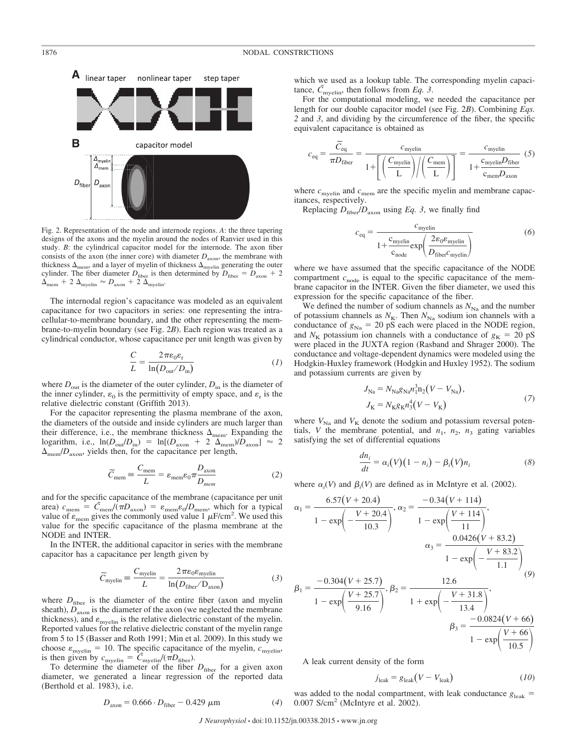Fig. 2. Representation of the node and internode regions. *A*: the three tapering designs of the axons and the myelin around the nodes of Ranvier used in this study. *B*: the cylindrical capacitor model for the internode. The axon fiber consists of the axon (the inner core) with diameter $D_{axon}$, the membrane with thickness $\Delta_{mem}$, and a layer of myelin of thickness $\Delta_{myelin}$ generating the outer cylinder. The fiber diameter $D_{fiber}$ is then determined by $D_{fiber} = D_{axon} + 2\Delta_{mem} + 2\Delta_{myelin} \approx D_{axon} + 2\Delta_{myelin}$.

The internodal region's capacitance was modeled as an equivalent capacitance for two capacitors in series: one representing the intracellular-to-membrane boundary, and the other representing the membrane-to-myelin boundary (see Fig. 2*B*). Each region was treated as a cylindrical conductor, whose capacitance per unit length was given by

$$\frac{C}{L} = \frac{2\pi\varepsilon_0\varepsilon_r}{\ln(D_{out}/D_{in})} \tag{1}$$

where $D_{out}$ is the diameter of the outer cylinder, $D_{in}$ is the diameter of the inner cylinder, $\varepsilon_0$ is the permittivity of empty space, and $\varepsilon_r$ is the relative dielectric constant (Griffith 2013).

For the capacitor representing the plasma membrane of the axon, the diameters of the outside and inside cylinders are much larger than their difference, i.e., the membrane thickness $\Delta_{mem}$. Expanding the logarithm, i.e., $\ln(D_{out}/D_{in}) = \ln[(D_{axon} + 2\Delta_{mem})/D_{axon}] \approx 2\Delta_{mem}/D_{axon}$, yields then, for the capacitance per length,

$$\widetilde{C}_{mem} \equiv \frac{C_{mem}}{L} = \varepsilon_{mem}\varepsilon_0\pi\frac{D_{axon}}{D_{mem}} \tag{2}$$

and for the specific capacitance of the membrane (capacitance per unit area) $c_{mem} = \widetilde{C}_{mem}/(\pi D_{axon}) = \varepsilon_{mem}\varepsilon_0/D_{mem}$, which for a typical value of $\varepsilon_{mem}$ gives the commonly used value 1 $\mu$F/cm$^2$. We used this value for the specific capacitance of the plasma membrane at the NODE and INTER.

In the INTER, the additional capacitor in series with the membrane capacitor has a capacitance per length given by

$$\widetilde{C}_{myelin} \equiv \frac{C_{myelin}}{L} = \frac{2\pi\varepsilon_0\varepsilon_{myelin}}{\ln(D_{fiber}/D_{axon})} \tag{3}$$

where $D_{fiber}$ is the diameter of the entire fiber (axon and myelin sheath), $D_{axon}$ is the diameter of the axon (we neglected the membrane thickness), and $\varepsilon_{myelin}$ is the relative dielectric constant of the myelin. Reported values for the relative dielectric constant of the myelin range from 5 to 15 (Basser and Roth 1991; Min et al. 2009). In this study we choose $\varepsilon_{myelin} = 10$. The specific capacitance of the myelin, $c_{myelin}$, is then given by $c_{myelin} = \widetilde{C}_{myelin}/(\pi D_{fiber})$.

To determine the diameter of the fiber $D_{fiber}$ for a given axon diameter, we generated a linear regression of the reported data (Berthold et al. 1983), i.e.

$$D_{axon} = 0.666 \cdot D_{fiber} - 0.429\ \mu\text{m} \tag{4}$$

which we used as a lookup table. The corresponding myelin capacitance, $\widetilde{C}_{myelin}$, then follows from *Eq. 3*.

For the computational modeling, we needed the capacitance per length for our double capacitor model (see Fig. 2*B*). Combining *Eqs. 2* and *3*, and dividing by the circumference of the fiber, the specific equivalent capacitance is obtained as

$$c_{eq} = \frac{\widetilde{C}_{eq}}{\pi D_{fiber}} = \frac{c_{myelin}}{1 + \left[\left(\frac{C_{myelin}}{L}\right) \Big/ \left(\frac{C_{mem}}{L}\right)\right]} = \frac{c_{myelin}}{1 + \frac{c_{myelin}D_{fiber}}{c_{mem}D_{axon}}} \tag{5}$$

where $c_{myelin}$ and $c_{mem}$ are the specific myelin and membrane capacitances, respectively.

Replacing $D_{fiber}/D_{axon}$ using *Eq. 3*, we finally find

$$c_{eq} = \frac{c_{myelin}}{1 + \frac{c_{myelin}}{c_{node}}\exp\left(\frac{2\varepsilon_0\varepsilon_{myelin}}{D_{fiber}c_{myelin}}\right)} \tag{6}$$

where we have assumed that the specific capacitance of the NODE compartment $c_{node}$ is equal to the specific capacitance of the membrane capacitor in the INTER. Given the fiber diameter, we used this expression for the specific capacitance of the fiber.

We defined the number of sodium channels as $N_{Na}$ and the number of potassium channels as $N_K$. Then $N_{Na}$ sodium ion channels with a conductance of $g_{Na} = 20$ pS each were placed in the NODE region, and $N_K$ potassium ion channels with a conductance of $g_K = 20$ pS were placed in the JUXTA region (Rasband and Shrager 2000). The conductance and voltage-dependent dynamics were modeled using the Hodgkin-Huxley framework (Hodgkin and Huxley 1952). The sodium and potassium currents are given by

$$J_{Na} = N_{Na}g_{Na}n_1^3 n_2(V - V_{Na}),$$
$$J_K = N_K g_K n_3^4(V - V_K) \tag{7}$$

where $V_{Na}$ and $V_K$ denote the sodium and potassium reversal potentials, $V$ the membrane potential, and $n_1$, $n_2$, $n_3$ gating variables satisfying the set of differential equations

$$\frac{dn_i}{dt} = \alpha_i(V)(1 - n_i) - \beta_i(V)n_i \tag{8}$$

where $\alpha_i(V)$ and $\beta_i(V)$ are defined as in McIntyre et al. (2002).

$$\alpha_1 = \frac{6.57(V + 20.4)}{1 - \exp\left(-\frac{V + 20.4}{10.3}\right)},\ \alpha_2 = \frac{-0.34(V + 114)}{1 - \exp\left(\frac{V + 114}{11}\right)},$$
$$\alpha_3 = \frac{0.0426(V + 83.2)}{1 - \exp\left(-\frac{V + 83.2}{1.1}\right)}$$
$$\beta_1 = \frac{-0.304(V + 25.7)}{1 - \exp\left(\frac{V + 25.7}{9.16}\right)},\ \beta_2 = \frac{12.6}{1 + \exp\left(-\frac{V + 31.8}{13.4}\right)},$$
$$\beta_3 = \frac{-0.0824(V + 66)}{1 - \exp\left(\frac{V + 66}{10.5}\right)} \tag{9}$$

A leak current density of the form

$$j_{leak} = g_{leak}(V - V_{leak}) \tag{10}$$

was added to the nodal compartment, with leak conductance $g_{leak} = 0.007$ S/cm$^2$ (McIntyre et al. 2002).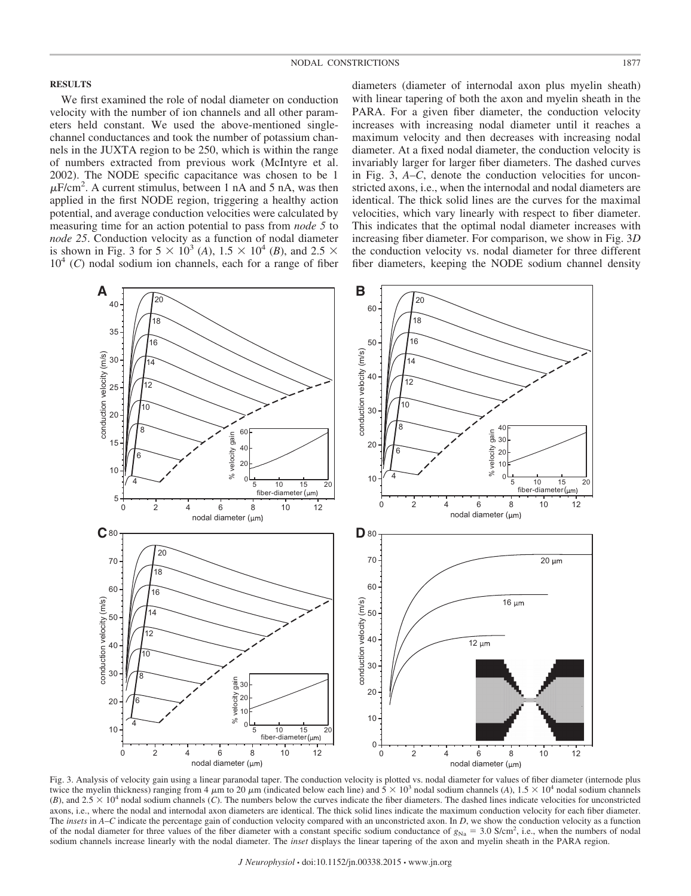## RESULTS

We first examined the role of nodal diameter on conduction velocity with the number of ion channels and all other parameters held constant. We used the above-mentioned single-channel conductances and took the number of potassium channels in the JUXTA region to be 250, which is within the range of numbers extracted from previous work (McIntyre et al. 2002). The NODE specific capacitance was chosen to be 1 $\mu$F/cm$^2$. A current stimulus, between 1 nA and 5 nA, was then applied in the first NODE region, triggering a healthy action potential, and average conduction velocities were calculated by measuring time for an action potential to pass from *node 5* to *node 25*. Conduction velocity as a function of nodal diameter is shown in Fig. 3 for $5 \times 10^3$ (*A*), $1.5 \times 10^4$ (*B*), and $2.5 \times 10^4$ (*C*) nodal sodium ion channels, each for a range of fiber diameters (diameter of internodal axon plus myelin sheath) with linear tapering of both the axon and myelin sheath in the PARA. For a given fiber diameter, the conduction velocity increases with increasing nodal diameter until it reaches a maximum velocity and then decreases with increasing nodal diameter. At a fixed nodal diameter, the conduction velocity is invariably larger for larger fiber diameters. The dashed curves in Fig. 3, *A*–*C*, denote the conduction velocities for unconstricted axons, i.e., when the internodal and nodal diameters are identical. The thick solid lines are the curves for the maximal velocities, which vary linearly with respect to fiber diameter. This indicates that the optimal nodal diameter increases with increasing fiber diameter. For comparison, we show in Fig. 3*D* the conduction velocity vs. nodal diameter for three different fiber diameters, keeping the NODE sodium channel density

Fig. 3. Analysis of velocity gain using a linear paranodal taper. The conduction velocity is plotted vs. nodal diameter for values of fiber diameter (internode plus twice the myelin thickness) ranging from 4 $\mu$m to 20 $\mu$m (indicated below each line) and $5 \times 10^3$ nodal sodium channels (*A*), $1.5 \times 10^4$ nodal sodium channels (*B*), and $2.5 \times 10^4$ nodal sodium channels (*C*). The numbers below the curves indicate the fiber diameters. The dashed lines indicate velocities for unconstricted axons, i.e., where the nodal and internodal axon diameters are identical. The thick solid lines indicate the maximum conduction velocity for each fiber diameter. The *insets* in *A*–*C* indicate the percentage gain of conduction velocity compared with an unconstricted axon. In *D*, we show the conduction velocity as a function of the nodal diameter for three values of the fiber diameter with a constant specific sodium conductance of $g_{Na} = 3.0$ S/cm$^2$, i.e., when the numbers of nodal sodium channels increase linearly with the nodal diameter. The *inset* displays the linear tapering of the axon and myelin sheath in the PARA region.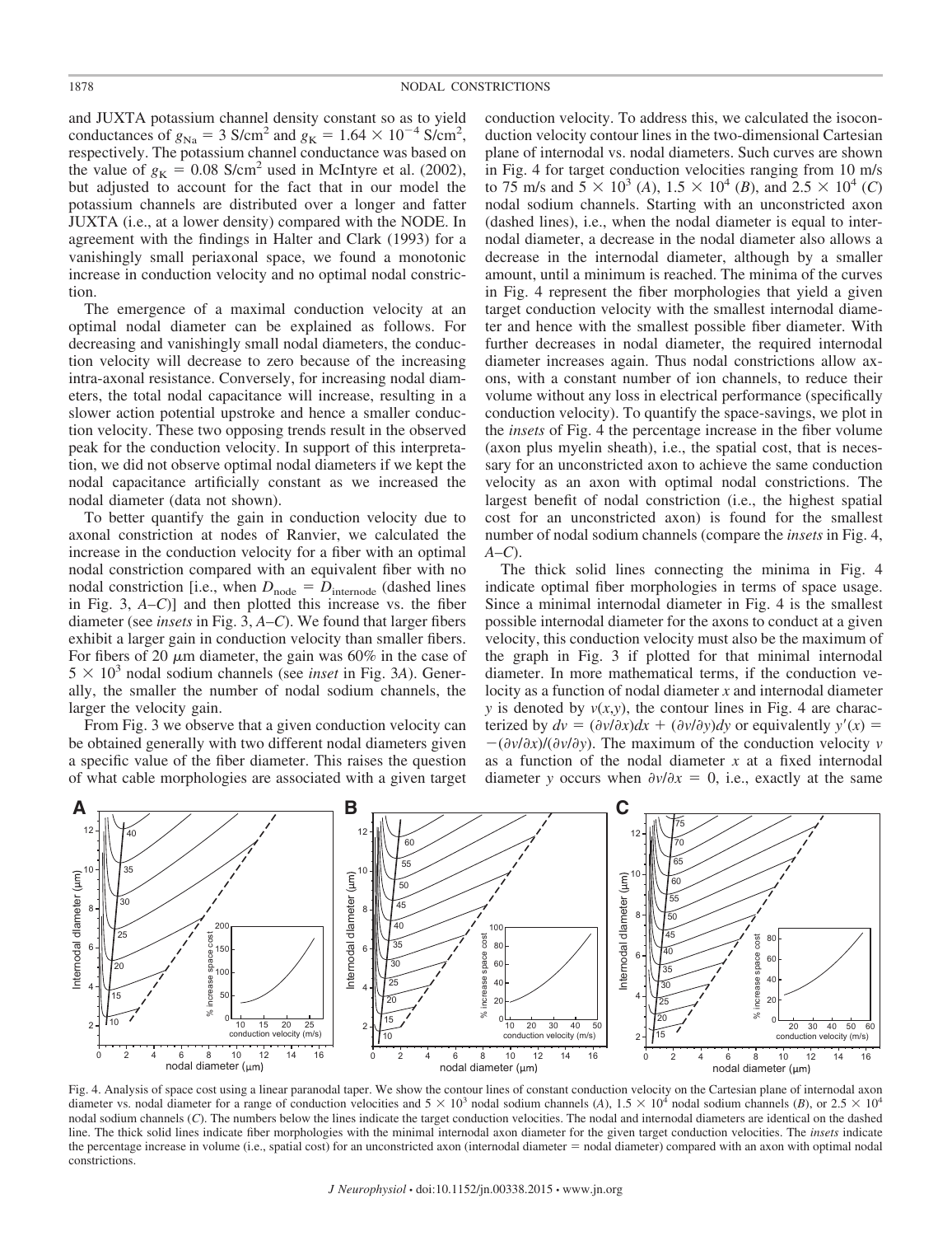and JUXTA potassium channel density constant so as to yield conductances of $g_{Na} = 3$ S/cm$^2$ and $g_K = 1.64 \times 10^{-4}$ S/cm$^2$, respectively. The potassium channel conductance was based on the value of $g_K = 0.08$ S/cm$^2$ used in McIntyre et al. (2002), but adjusted to account for the fact that in our model the potassium channels are distributed over a longer and fatter JUXTA (i.e., at a lower density) compared with the NODE. In agreement with the findings in Halter and Clark (1993) for a vanishingly small periaxonal space, we found a monotonic increase in conduction velocity and no optimal nodal constriction.

The emergence of a maximal conduction velocity at an optimal nodal diameter can be explained as follows. For decreasing and vanishingly small nodal diameters, the conduction velocity will decrease to zero because of the increasing intra-axonal resistance. Conversely, for increasing nodal diameters, the total nodal capacitance will increase, resulting in a slower action potential upstroke and hence a smaller conduction velocity. These two opposing trends result in the observed peak for the conduction velocity. In support of this interpretation, we did not observe optimal nodal diameters if we kept the nodal capacitance artificially constant as we increased the nodal diameter (data not shown).

To better quantify the gain in conduction velocity due to axonal constriction at nodes of Ranvier, we calculated the increase in the conduction velocity for a fiber with an optimal nodal constriction compared with an equivalent fiber with no nodal constriction [i.e., when $D_{node} = D_{internode}$ (dashed lines in Fig. 3, *A–C*)] and then plotted this increase vs. the fiber diameter (see *insets* in Fig. 3, *A–C*). We found that larger fibers exhibit a larger gain in conduction velocity than smaller fibers. For fibers of 20 $\mu$m diameter, the gain was 60% in the case of $5 \times 10^3$ nodal sodium channels (see *inset* in Fig. 3*A*). Generally, the smaller the number of nodal sodium channels, the larger the velocity gain.

From Fig. 3 we observe that a given conduction velocity can be obtained generally with two different nodal diameters given a specific value of the fiber diameter. This raises the question of what cable morphologies are associated with a given target conduction velocity. To address this, we calculated the isoconduction velocity contour lines in the two-dimensional Cartesian plane of internodal vs. nodal diameters. Such curves are shown in Fig. 4 for target conduction velocities ranging from 10 m/s to 75 m/s and $5 \times 10^3$ (*A*), $1.5 \times 10^4$ (*B*), and $2.5 \times 10^4$ (*C*) nodal sodium channels. Starting with an unconstricted axon (dashed lines), i.e., when the nodal diameter is equal to internodal diameter, a decrease in the nodal diameter also allows a decrease in the internodal diameter, although by a smaller amount, until a minimum is reached. The minima of the curves in Fig. 4 represent the fiber morphologies that yield a given target conduction velocity with the smallest internodal diameter and hence with the smallest possible fiber diameter. With further decreases in nodal diameter, the required internodal diameter increases again. Thus nodal constrictions allow axons, with a constant number of ion channels, to reduce their volume without any loss in electrical performance (specifically conduction velocity). To quantify the space-savings, we plot in the *insets* of Fig. 4 the percentage increase in the fiber volume (axon plus myelin sheath), i.e., the spatial cost, that is necessary for an unconstricted axon to achieve the same conduction velocity as an axon with optimal nodal constrictions. The largest benefit of nodal constriction (i.e., the highest spatial cost for an unconstricted axon) is found for the smallest number of nodal sodium channels (compare the *insets* in Fig. 4, *A–C*).

The thick solid lines connecting the minima in Fig. 4 indicate optimal fiber morphologies in terms of space usage. Since a minimal internodal diameter in Fig. 4 is the smallest possible internodal diameter for the axons to conduct at a given velocity, this conduction velocity must also be the maximum of the graph in Fig. 3 if plotted for that minimal internodal diameter. In more mathematical terms, if the conduction velocity as a function of nodal diameter $x$ and internodal diameter $y$ is denoted by $v(x,y)$, the contour lines in Fig. 4 are characterized by $dv = (\partial v/\partial x)dx + (\partial v/\partial y)dy$ or equivalently $y'(x) = -(\partial v/\partial x)/(\partial v/\partial y)$. The maximum of the conduction velocity $v$ as a function of the nodal diameter $x$ at a fixed internodal diameter $y$ occurs when $\partial v/\partial x = 0$, i.e., exactly at the same

Fig. 4. Analysis of space cost using a linear paranodal taper. We show the contour lines of constant conduction velocity on the Cartesian plane of internodal axon diameter vs. nodal diameter for a range of conduction velocities and $5 \times 10^3$ nodal sodium channels (*A*), $1.5 \times 10^4$ nodal sodium channels (*B*), or $2.5 \times 10^4$ nodal sodium channels (*C*). The numbers below the lines indicate the target conduction velocities. The nodal and internodal diameters are identical on the dashed line. The thick solid lines indicate fiber morphologies with the minimal internodal axon diameter for the given target conduction velocities. The *insets* indicate the percentage increase in volume (i.e., spatial cost) for an unconstricted axon (internodal diameter = nodal diameter) compared with an axon with optimal nodal constrictions.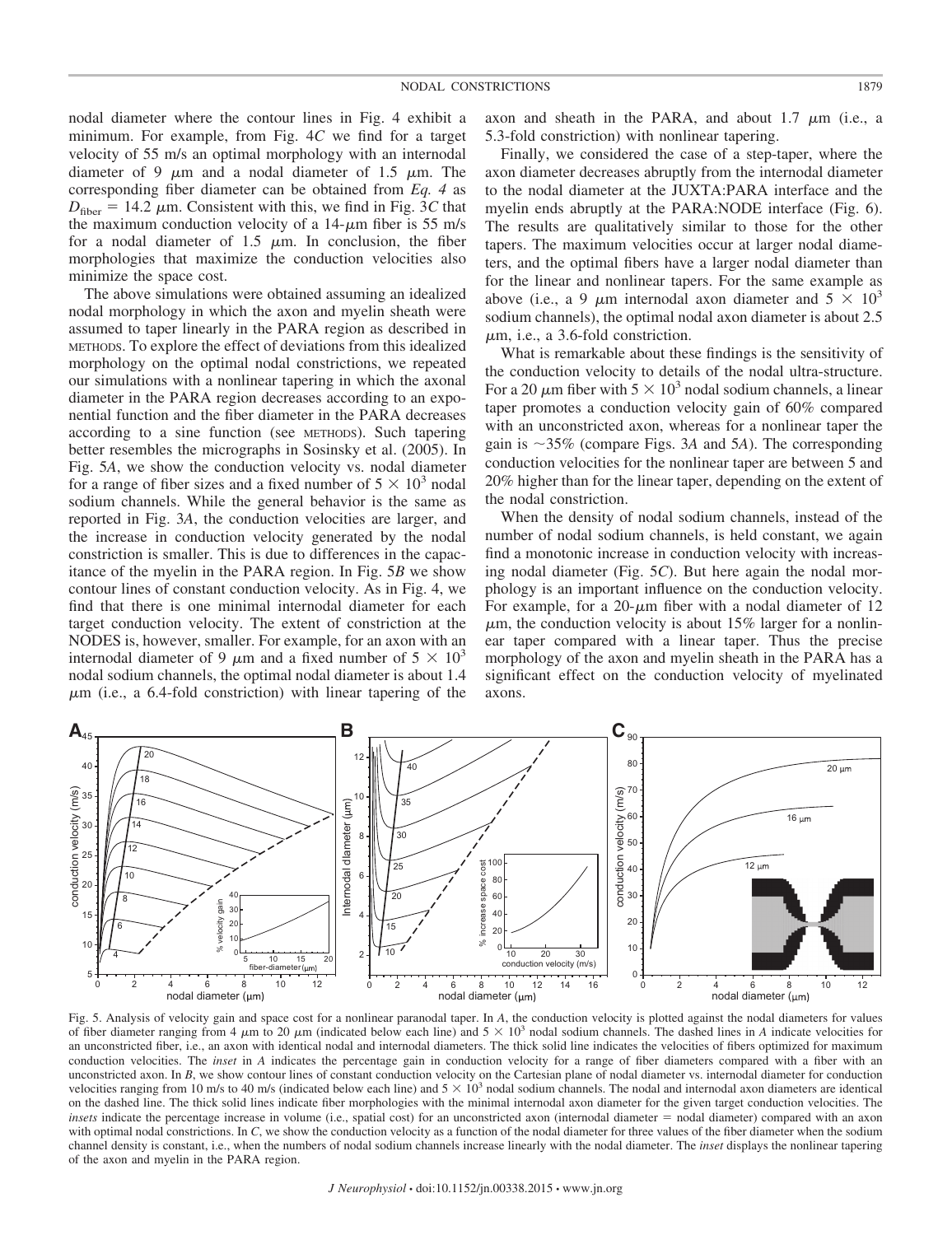nodal diameter where the contour lines in Fig. 4 exhibit a minimum. For example, from Fig. 4C we find for a target velocity of 55 m/s an optimal morphology with an internodal diameter of 9 $\mu$m and a nodal diameter of 1.5 $\mu$m. The corresponding fiber diameter can be obtained from *Eq. 4* as $D_{\text{fiber}} = 14.2$ $\mu$m. Consistent with this, we find in Fig. 3C that the maximum conduction velocity of a 14-$\mu$m fiber is 55 m/s for a nodal diameter of 1.5 $\mu$m. In conclusion, the fiber morphologies that maximize the conduction velocities also minimize the space cost.

The above simulations were obtained assuming an idealized nodal morphology in which the axon and myelin sheath were assumed to taper linearly in the PARA region as described in METHODS. To explore the effect of deviations from this idealized morphology on the optimal nodal constrictions, we repeated our simulations with a nonlinear tapering in which the axonal diameter in the PARA region decreases according to an exponential function and the fiber diameter in the PARA decreases according to a sine function (see METHODS). Such tapering better resembles the micrographs in Sosinsky et al. (2005). In Fig. 5A, we show the conduction velocity vs. nodal diameter for a range of fiber sizes and a fixed number of $5 \times 10^3$ nodal sodium channels. While the general behavior is the same as reported in Fig. 3A, the conduction velocities are larger, and the increase in conduction velocity generated by the nodal constriction is smaller. This is due to differences in the capacitance of the myelin in the PARA region. In Fig. 5B we show contour lines of constant conduction velocity. As in Fig. 4, we find that there is one minimal internodal diameter for each target conduction velocity. The extent of constriction at the NODES is, however, smaller. For example, for an axon with an internodal diameter of 9 $\mu$m and a fixed number of $5 \times 10^3$ nodal sodium channels, the optimal nodal diameter is about 1.4 $\mu$m (i.e., a 6.4-fold constriction) with linear tapering of the axon and sheath in the PARA, and about 1.7 $\mu$m (i.e., a 5.3-fold constriction) with nonlinear tapering.

Finally, we considered the case of a step-taper, where the axon diameter decreases abruptly from the internodal diameter to the nodal diameter at the JUXTA:PARA interface and the myelin ends abruptly at the PARA:NODE interface (Fig. 6). The results are qualitatively similar to those for the other tapers. The maximum velocities occur at larger nodal diameters, and the optimal fibers have a larger nodal diameter than for the linear and nonlinear tapers. For the same example as above (i.e., a 9 $\mu$m internodal axon diameter and $5 \times 10^3$ sodium channels), the optimal nodal axon diameter is about 2.5 $\mu$m, i.e., a 3.6-fold constriction.

What is remarkable about these findings is the sensitivity of the conduction velocity to details of the nodal ultra-structure. For a 20 $\mu$m fiber with $5 \times 10^3$ nodal sodium channels, a linear taper promotes a conduction velocity gain of 60% compared with an unconstricted axon, whereas for a nonlinear taper the gain is ~35% (compare Figs. 3A and 5A). The corresponding conduction velocities for the nonlinear taper are between 5 and 20% higher than for the linear taper, depending on the extent of the nodal constriction.

When the density of nodal sodium channels, instead of the number of nodal sodium channels, is held constant, we again find a monotonic increase in conduction velocity with increasing nodal diameter (Fig. 5C). But here again the nodal morphology is an important influence on the conduction velocity. For example, for a 20-$\mu$m fiber with a nodal diameter of 12 $\mu$m, the conduction velocity is about 15% larger for a nonlinear taper compared with a linear taper. Thus the precise morphology of the axon and myelin sheath in the PARA has a significant effect on the conduction velocity of myelinated axons.

Fig. 5. Analysis of velocity gain and space cost for a nonlinear paranodal taper. In *A*, the conduction velocity is plotted against the nodal diameters for values of fiber diameter ranging from 4 $\mu$m to 20 $\mu$m (indicated below each line) and $5 \times 10^3$ nodal sodium channels. The dashed lines in *A* indicate velocities for an unconstricted fiber, i.e., an axon with identical nodal and internodal diameters. The thick solid line indicates the velocities of fibers optimized for maximum conduction velocities. The *inset* in *A* indicates the percentage gain in conduction velocity for a range of fiber diameters compared with a fiber with an unconstricted axon. In *B*, we show contour lines of constant conduction velocity on the Cartesian plane of nodal diameter vs. internodal diameter for conduction velocities ranging from 10 m/s to 40 m/s (indicated below each line) and $5 \times 10^3$ nodal sodium channels. The nodal and internodal axon diameters are identical on the dashed line. The thick solid lines indicate fiber morphologies with the minimal internodal axon diameter for the given target conduction velocities. The *insets* indicate the percentage increase in volume (i.e., spatial cost) for an unconstricted axon (internodal diameter = nodal diameter) compared with an axon with optimal nodal constrictions. In *C*, we show the conduction velocity as a function of the nodal diameter for three values of the fiber diameter when the sodium channel density is constant, i.e., when the numbers of nodal sodium channels increase linearly with the nodal diameter. The *inset* displays the nonlinear tapering of the axon and myelin in the PARA region.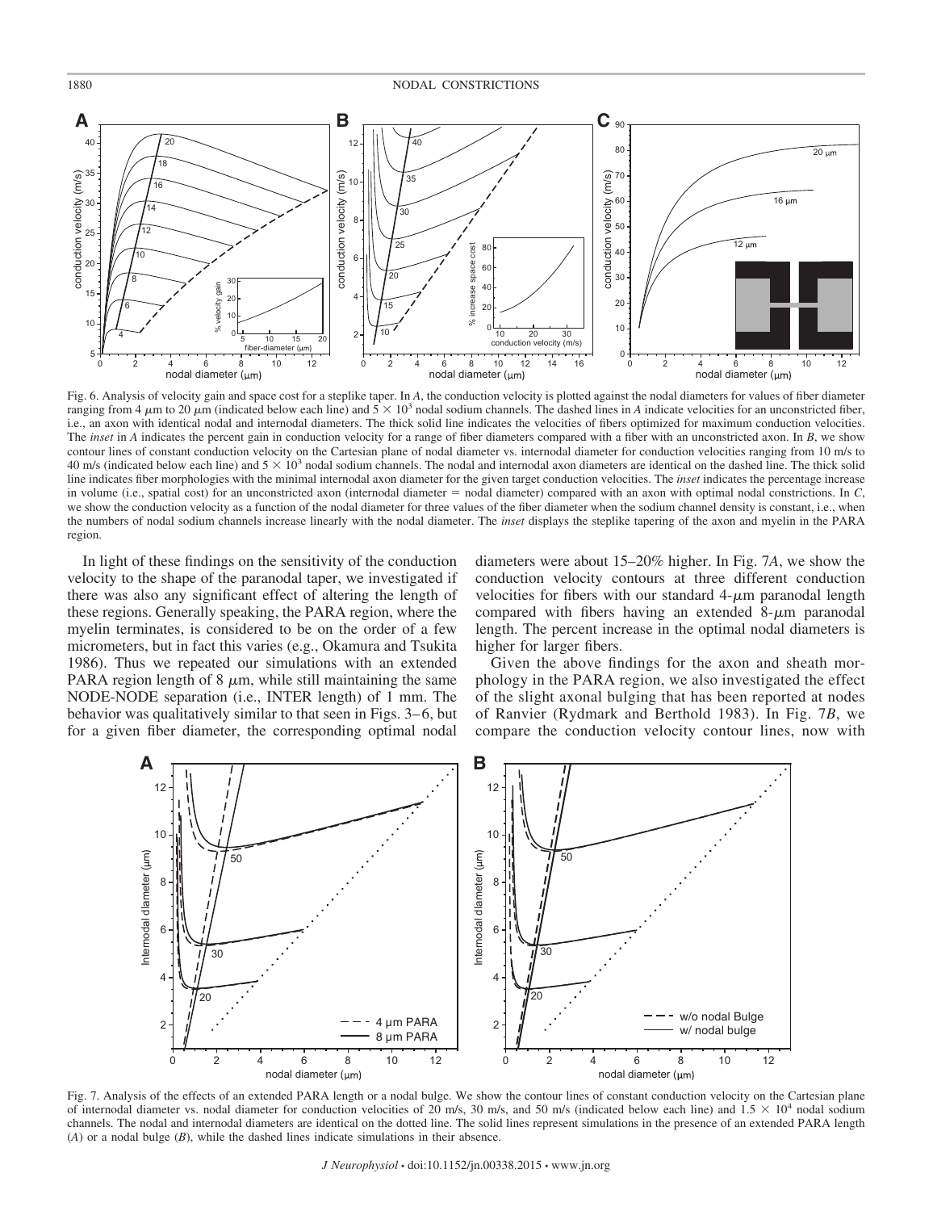Fig. 6. Analysis of velocity gain and space cost for a steplike taper. In *A*, the conduction velocity is plotted against the nodal diameters for values of fiber diameter ranging from 4 μm to 20 μm (indicated below each line) and $5 \times 10^3$ nodal sodium channels. The dashed lines in *A* indicate velocities for an unconstricted fiber, i.e., an axon with identical nodal and internodal diameters. The thick solid line indicates the velocities of fibers optimized for maximum conduction velocities. The *inset* in *A* indicates the percent gain in conduction velocity for a range of fiber diameters compared with a fiber with an unconstricted axon. In *B*, we show contour lines of constant conduction velocity on the Cartesian plane of nodal diameter vs. internodal diameter for conduction velocities ranging from 10 m/s to 40 m/s (indicated below each line) and $5 \times 10^3$ nodal sodium channels. The nodal and internodal axon diameters are identical on the dashed line. The thick solid line indicates fiber morphologies with the minimal internodal axon diameter for the given target conduction velocities. The *inset* indicates the percentage increase in volume (i.e., spatial cost) for an unconstricted axon (internodal diameter = nodal diameter) compared with an axon with optimal nodal constrictions. In *C*, we show the conduction velocity as a function of the nodal diameter for three values of the fiber diameter when the sodium channel density is constant, i.e., when the numbers of nodal sodium channels increase linearly with the nodal diameter. The *inset* displays the steplike tapering of the axon and myelin in the PARA region.

In light of these findings on the sensitivity of the conduction velocity to the shape of the paranodal taper, we investigated if there was also any significant effect of altering the length of these regions. Generally speaking, the PARA region, where the myelin terminates, is considered to be on the order of a few micrometers, but in fact this varies (e.g., Okamura and Tsukita 1986). Thus we repeated our simulations with an extended PARA region length of 8 μm, while still maintaining the same NODE-NODE separation (i.e., INTER length) of 1 mm. The behavior was qualitatively similar to that seen in Figs. 3–6, but for a given fiber diameter, the corresponding optimal nodal diameters were about 15–20% higher. In Fig. 7*A*, we show the conduction velocity contours at three different conduction velocities for fibers with our standard 4-μm paranodal length compared with fibers having an extended 8-μm paranodal length. The percent increase in the optimal nodal diameters is higher for larger fibers.

Given the above findings for the axon and sheath morphology in the PARA region, we also investigated the effect of the slight axonal bulging that has been reported at nodes of Ranvier (Rydmark and Berthold 1983). In Fig. 7*B*, we compare the conduction velocity contour lines, now with

Fig. 7. Analysis of the effects of an extended PARA length or a nodal bulge. We show the contour lines of constant conduction velocity on the Cartesian plane of internodal diameter vs. nodal diameter for conduction velocities of 20 m/s, 30 m/s, and 50 m/s (indicated below each line) and $1.5 \times 10^4$ nodal sodium channels. The nodal and internodal diameters are identical on the dotted line. The solid lines represent simulations in the presence of an extended PARA length (*A*) or a nodal bulge (*B*), while the dashed lines indicate simulations in their absence.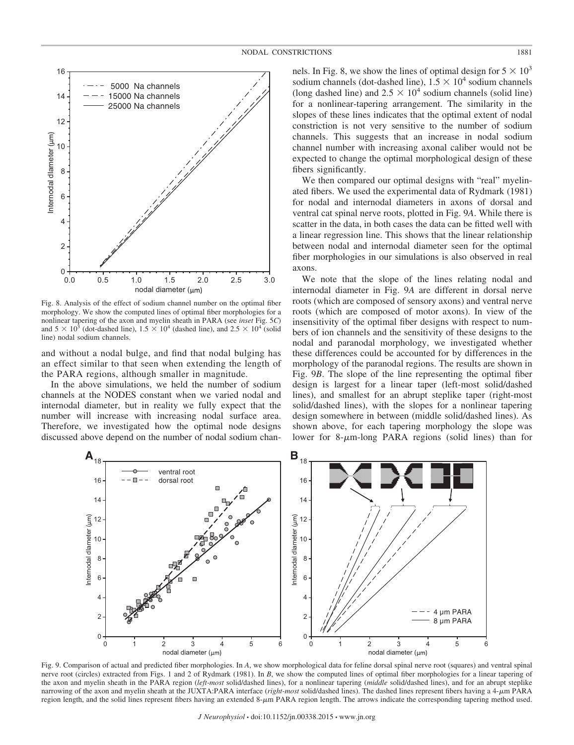Fig. 8. Analysis of the effect of sodium channel number on the optimal fiber morphology. We show the computed lines of optimal fiber morphologies for a nonlinear tapering of the axon and myelin sheath in PARA (see *inset* Fig. 5*C*) and $5 \times 10^3$ (dot-dashed line), $1.5 \times 10^4$ (dashed line), and $2.5 \times 10^4$ (solid line) nodal sodium channels.

and without a nodal bulge, and find that nodal bulging has an effect similar to that seen when extending the length of the PARA regions, although smaller in magnitude.

In the above simulations, we held the number of sodium channels at the NODES constant when we varied nodal and internodal diameter, but in reality we fully expect that the number will increase with increasing nodal surface area. Therefore, we investigated how the optimal node designs discussed above depend on the number of nodal sodium channels. In Fig. 8, we show the lines of optimal design for $5 \times 10^3$ sodium channels (dot-dashed line), $1.5 \times 10^4$ sodium channels (long dashed line) and $2.5 \times 10^4$ sodium channels (solid line) for a nonlinear-tapering arrangement. The similarity in the slopes of these lines indicates that the optimal extent of nodal constriction is not very sensitive to the number of sodium channels. This suggests that an increase in nodal sodium channel number with increasing axonal caliber would not be expected to change the optimal morphological design of these fibers significantly.

We then compared our optimal designs with "real" myelinated fibers. We used the experimental data of Rydmark (1981) for nodal and internodal diameters in axons of dorsal and ventral cat spinal nerve roots, plotted in Fig. 9*A*. While there is scatter in the data, in both cases the data can be fitted well with a linear regression line. This shows that the linear relationship between nodal and internodal diameter seen for the optimal fiber morphologies in our simulations is also observed in real axons.

We note that the slope of the lines relating nodal and internodal diameter in Fig. 9*A* are different in dorsal nerve roots (which are composed of sensory axons) and ventral nerve roots (which are composed of motor axons). In view of the insensitivity of the optimal fiber designs with respect to numbers of ion channels and the sensitivity of these designs to the nodal and paranodal morphology, we investigated whether these differences could be accounted for by differences in the morphology of the paranodal regions. The results are shown in Fig. 9*B*. The slope of the line representing the optimal fiber design is largest for a linear taper (left-most solid/dashed lines), and smallest for an abrupt steplike taper (right-most solid/dashed lines), with the slopes for a nonlinear tapering design somewhere in between (middle solid/dashed lines). As shown above, for each tapering morphology the slope was lower for 8-$\mu$m-long PARA regions (solid lines) than for

Fig. 9. Comparison of actual and predicted fiber morphologies. In *A*, we show morphological data for feline dorsal spinal nerve root (squares) and ventral spinal nerve root (circles) extracted from Figs. 1 and 2 of Rydmark (1981). In *B*, we show the computed lines of optimal fiber morphologies for a linear tapering of the axon and myelin sheath in the PARA region (*left-most* solid/dashed lines), for a nonlinear tapering (*middle* solid/dashed lines), and for an abrupt steplike narrowing of the axon and myelin sheath at the JUXTA:PARA interface (*right-most* solid/dashed lines). The dashed lines represent fibers having a 4-$\mu$m PARA region length, and the solid lines represent fibers having an extended 8-$\mu$m PARA region length. The arrows indicate the corresponding tapering method used.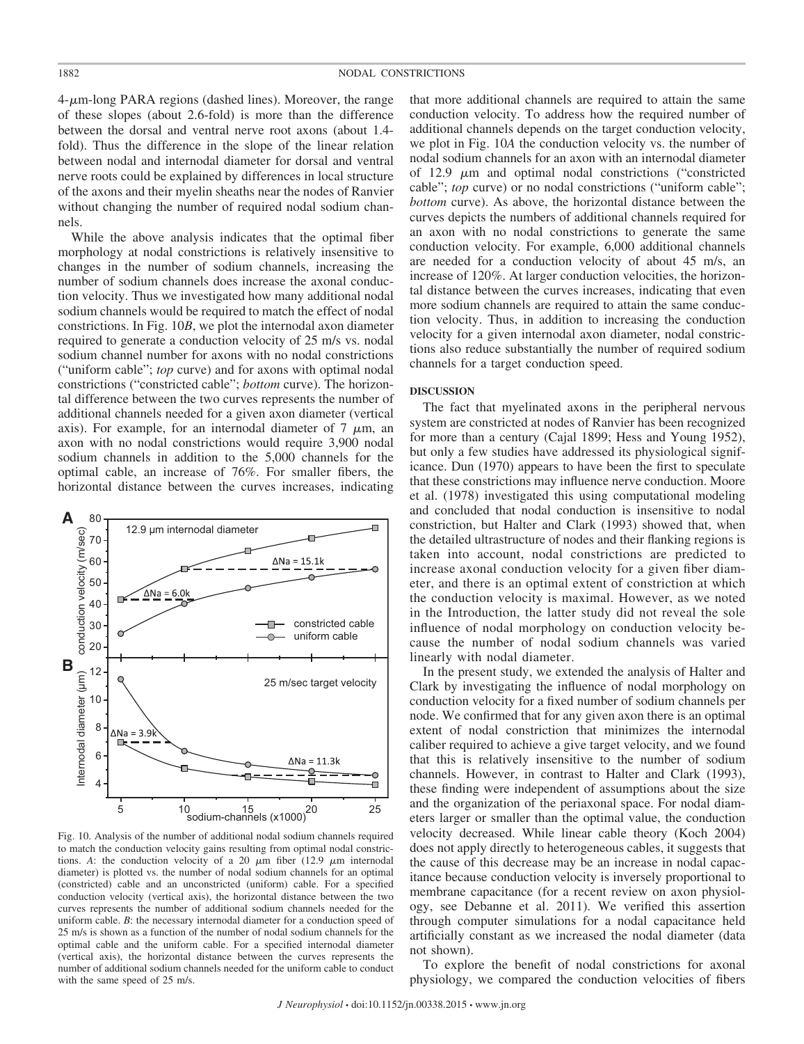4-μm-long PARA regions (dashed lines). Moreover, the range of these slopes (about 2.6-fold) is more than the difference between the dorsal and ventral nerve root axons (about 1.4-fold). Thus the difference in the slope of the linear relation between nodal and internodal diameter for dorsal and ventral nerve roots could be explained by differences in local structure of the axons and their myelin sheaths near the nodes of Ranvier without changing the number of required nodal sodium channels.

While the above analysis indicates that the optimal fiber morphology at nodal constrictions is relatively insensitive to changes in the number of sodium channels, increasing the number of sodium channels does increase the axonal conduction velocity. Thus we investigated how many additional nodal sodium channels would be required to match the effect of nodal constrictions. In Fig. 10*B*, we plot the internodal axon diameter required to generate a conduction velocity of 25 m/s vs. nodal sodium channel number for axons with no nodal constrictions ("uniform cable"; *top* curve) and for axons with optimal nodal constrictions ("constricted cable"; *bottom* curve). The horizontal difference between the two curves represents the number of additional channels needed for a given axon diameter (vertical axis). For example, for an internodal diameter of 7 μm, an axon with no nodal constrictions would require 3,900 nodal sodium channels in addition to the 5,000 channels for the optimal cable, an increase of 76%. For smaller fibers, the horizontal distance between the curves increases, indicating that more additional channels are required to attain the same conduction velocity. To address how the required number of additional channels depends on the target conduction velocity, we plot in Fig. 10*A* the conduction velocity vs. the number of nodal sodium channels for an axon with an internodal diameter of 12.9 μm and optimal nodal constrictions ("constricted cable"; *top* curve) or no nodal constrictions ("uniform cable"; *bottom* curve). As above, the horizontal distance between the curves depicts the numbers of additional channels required for an axon with no nodal constrictions to generate the same conduction velocity. For example, 6,000 additional channels are needed for a conduction velocity of about 45 m/s, an increase of 120%. At larger conduction velocities, the horizontal distance between the curves increases, indicating that even more sodium channels are required to attain the same conduction velocity. Thus, in addition to increasing the conduction velocity for a given internodal axon diameter, nodal constrictions also reduce substantially the number of required sodium channels for a target conduction speed.

Fig. 10. Analysis of the number of additional nodal sodium channels required to match the conduction velocity gains resulting from optimal nodal constrictions. *A*: the conduction velocity of a 20 μm fiber (12.9 μm internodal diameter) is plotted vs. the number of nodal sodium channels for an optimal (constricted) cable and an unconstricted (uniform) cable. For a specified conduction velocity (vertical axis), the horizontal distance between the two curves represents the number of additional sodium channels needed for the uniform cable. *B*: the necessary internodal diameter for a conduction speed of 25 m/s is shown as a function of the number of nodal sodium channels for the optimal cable and the uniform cable. For a specified internodal diameter (vertical axis), the horizontal distance between the curves represents the number of additional sodium channels needed for the uniform cable to conduct with the same speed of 25 m/s.

## DISCUSSION

The fact that myelinated axons in the peripheral nervous system are constricted at nodes of Ranvier has been recognized for more than a century (Cajal 1899; Hess and Young 1952), but only a few studies have addressed its physiological significance. Dun (1970) appears to have been the first to speculate that these constrictions may influence nerve conduction. Moore et al. (1978) investigated this using computational modeling and concluded that nodal conduction is insensitive to nodal constriction, but Halter and Clark (1993) showed that, when the detailed ultrastructure of nodes and their flanking regions is taken into account, nodal constrictions are predicted to increase axonal conduction velocity for a given fiber diameter, and there is an optimal extent of constriction at which the conduction velocity is maximal. However, as we noted in the Introduction, the latter study did not reveal the sole influence of nodal morphology on conduction velocity because the number of nodal sodium channels was varied linearly with nodal diameter.

In the present study, we extended the analysis of Halter and Clark by investigating the influence of nodal morphology on conduction velocity for a fixed number of sodium channels per node. We confirmed that for any given axon there is an optimal extent of nodal constriction that minimizes the internodal caliber required to achieve a give target velocity, and we found that this is relatively insensitive to the number of sodium channels. However, in contrast to Halter and Clark (1993), these finding were independent of assumptions about the size and the organization of the periaxonal space. For nodal diameters larger or smaller than the optimal value, the conduction velocity decreased. While linear cable theory (Koch 2004) does not apply directly to heterogeneous cables, it suggests that the cause of this decrease may be an increase in nodal capacitance because conduction velocity is inversely proportional to membrane capacitance (for a recent review on axon physiology, see Debanne et al. 2011). We verified this assertion through computer simulations for a nodal capacitance held artificially constant as we increased the nodal diameter (data not shown).

To explore the benefit of nodal constrictions for axonal physiology, we compared the conduction velocities of fibers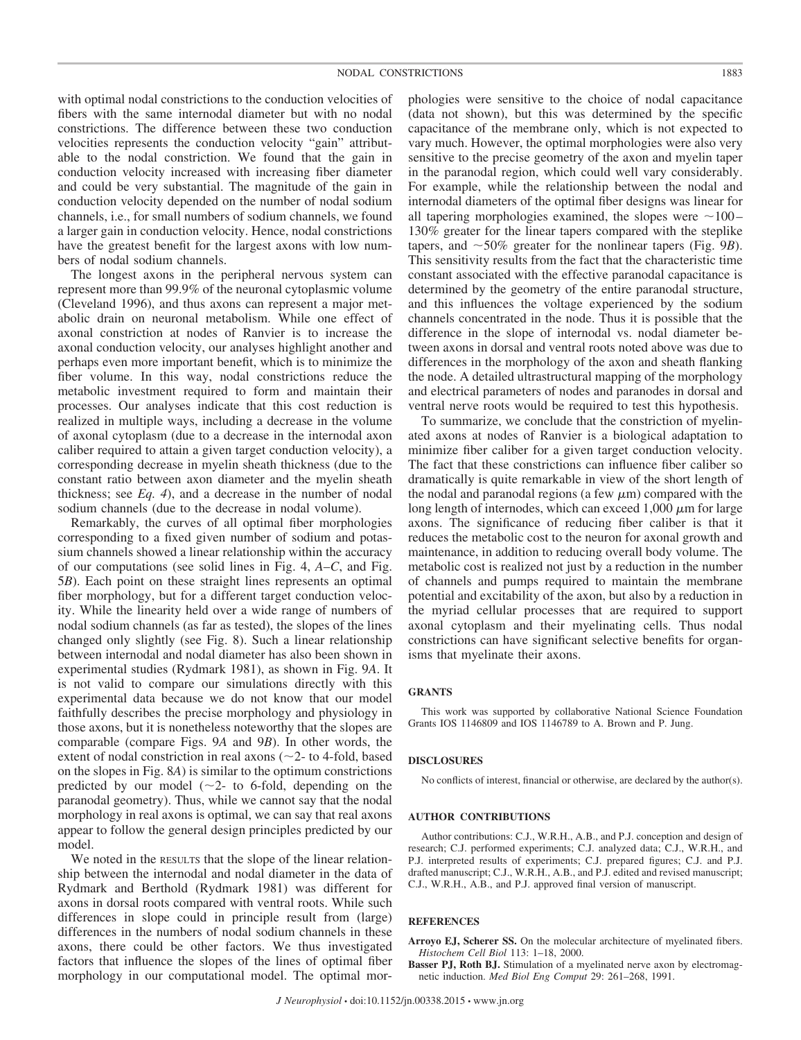with optimal nodal constrictions to the conduction velocities of fibers with the same internodal diameter but with no nodal constrictions. The difference between these two conduction velocities represents the conduction velocity "gain" attributable to the nodal constriction. We found that the gain in conduction velocity increased with increasing fiber diameter and could be very substantial. The magnitude of the gain in conduction velocity depended on the number of nodal sodium channels, i.e., for small numbers of sodium channels, we found a larger gain in conduction velocity. Hence, nodal constrictions have the greatest benefit for the largest axons with low numbers of nodal sodium channels.

The longest axons in the peripheral nervous system can represent more than 99.9% of the neuronal cytoplasmic volume (Cleveland 1996), and thus axons can represent a major metabolic drain on neuronal metabolism. While one effect of axonal constriction at nodes of Ranvier is to increase the axonal conduction velocity, our analyses highlight another and perhaps even more important benefit, which is to minimize the fiber volume. In this way, nodal constrictions reduce the metabolic investment required to form and maintain their processes. Our analyses indicate that this cost reduction is realized in multiple ways, including a decrease in the volume of axonal cytoplasm (due to a decrease in the internodal axon caliber required to attain a given target conduction velocity), a corresponding decrease in myelin sheath thickness (due to the constant ratio between axon diameter and the myelin sheath thickness; see *Eq. 4*), and a decrease in the number of nodal sodium channels (due to the decrease in nodal volume).

Remarkably, the curves of all optimal fiber morphologies corresponding to a fixed given number of sodium and potassium channels showed a linear relationship within the accuracy of our computations (see solid lines in Fig. 4, *A–C*, and Fig. 5*B*). Each point on these straight lines represents an optimal fiber morphology, but for a different target conduction velocity. While the linearity held over a wide range of numbers of nodal sodium channels (as far as tested), the slopes of the lines changed only slightly (see Fig. 8). Such a linear relationship between internodal and nodal diameter has also been shown in experimental studies (Rydmark 1981), as shown in Fig. 9*A*. It is not valid to compare our simulations directly with this experimental data because we do not know that our model faithfully describes the precise morphology and physiology in those axons, but it is nonetheless noteworthy that the slopes are comparable (compare Figs. 9*A* and 9*B*). In other words, the extent of nodal constriction in real axons (~2- to 4-fold, based on the slopes in Fig. 8*A*) is similar to the optimum constrictions predicted by our model (~2- to 6-fold, depending on the paranodal geometry). Thus, while we cannot say that the nodal morphology in real axons is optimal, we can say that real axons appear to follow the general design principles predicted by our model.

We noted in the RESULTS that the slope of the linear relationship between the internodal and nodal diameter in the data of Rydmark and Berthold (Rydmark 1981) was different for axons in dorsal roots compared with ventral roots. While such differences in slope could in principle result from (large) differences in the numbers of nodal sodium channels in these axons, there could be other factors. We thus investigated factors that influence the slopes of the lines of optimal fiber morphology in our computational model. The optimal morphologies were sensitive to the choice of nodal capacitance (data not shown), but this was determined by the specific capacitance of the membrane only, which is not expected to vary much. However, the optimal morphologies were also very sensitive to the precise geometry of the axon and myelin taper in the paranodal region, which could well vary considerably. For example, while the relationship between the nodal and internodal diameters of the optimal fiber designs was linear for all tapering morphologies examined, the slopes were ~100–130% greater for the linear tapers compared with the steplike tapers, and ~50% greater for the nonlinear tapers (Fig. 9*B*). This sensitivity results from the fact that the characteristic time constant associated with the effective paranodal capacitance is determined by the geometry of the entire paranodal structure, and this influences the voltage experienced by the sodium channels concentrated in the node. Thus it is possible that the difference in the slope of internodal vs. nodal diameter between axons in dorsal and ventral roots noted above was due to differences in the morphology of the axon and sheath flanking the node. A detailed ultrastructural mapping of the morphology and electrical parameters of nodes and paranodes in dorsal and ventral nerve roots would be required to test this hypothesis.

To summarize, we conclude that the constriction of myelinated axons at nodes of Ranvier is a biological adaptation to minimize fiber caliber for a given target conduction velocity. The fact that these constrictions can influence fiber caliber so dramatically is quite remarkable in view of the short length of the nodal and paranodal regions (a few μm) compared with the long length of internodes, which can exceed 1,000 μm for large axons. The significance of reducing fiber caliber is that it reduces the metabolic cost to the neuron for axonal growth and maintenance, in addition to reducing overall body volume. The metabolic cost is realized not just by a reduction in the number of channels and pumps required to maintain the membrane potential and excitability of the axon, but also by a reduction in the myriad cellular processes that are required to support axonal cytoplasm and their myelinating cells. Thus nodal constrictions can have significant selective benefits for organisms that myelinate their axons.

## GRANTS

This work was supported by collaborative National Science Foundation Grants IOS 1146809 and IOS 1146789 to A. Brown and P. Jung.

## DISCLOSURES

No conflicts of interest, financial or otherwise, are declared by the author(s).

## AUTHOR CONTRIBUTIONS

Author contributions: C.J., W.R.H., A.B., and P.J. conception and design of research; C.J. performed experiments; C.J. analyzed data; C.J., W.R.H., and P.J. interpreted results of experiments; C.J. prepared figures; C.J. and P.J. drafted manuscript; C.J., W.R.H., A.B., and P.J. edited and revised manuscript; C.J., W.R.H., A.B., and P.J. approved final version of manuscript.

## REFERENCES

**Arroyo EJ, Scherer SS.** On the molecular architecture of myelinated fibers. *Histochem Cell Biol* 113: 1–18, 2000.

**Basser PJ, Roth BJ.** Stimulation of a myelinated nerve axon by electromagnetic induction. *Med Biol Eng Comput* 29: 261–268, 1991.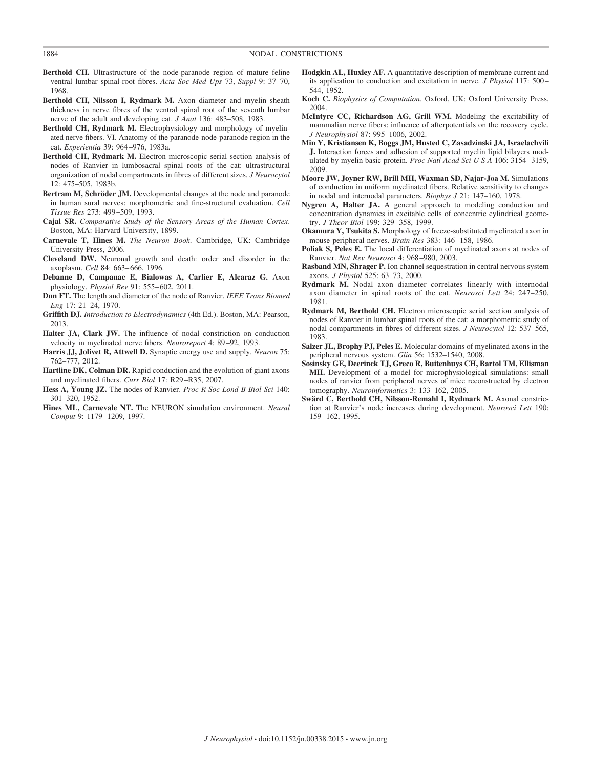**Berthold CH.** Ultrastructure of the node-paranode region of mature feline ventral lumbar spinal-root fibres. *Acta Soc Med Ups* 73, *Suppl* 9: 37–70, 1968.

**Berthold CH, Nilsson I, Rydmark M.** Axon diameter and myelin sheath thickness in nerve fibres of the ventral spinal root of the seventh lumbar nerve of the adult and developing cat. *J Anat* 136: 483–508, 1983.

**Berthold CH, Rydmark M.** Electrophysiology and morphology of myelinated nerve fibers. VI. Anatomy of the paranode-node-paranode region in the cat. *Experientia* 39: 964–976, 1983a.

**Berthold CH, Rydmark M.** Electron microscopic serial section analysis of nodes of Ranvier in lumbosacral spinal roots of the cat: ultrastructural organization of nodal compartments in fibres of different sizes. *J Neurocytol* 12: 475–505, 1983b.

**Bertram M, Schröder JM.** Developmental changes at the node and paranode in human sural nerves: morphometric and fine-structural evaluation. *Cell Tissue Res* 273: 499–509, 1993.

**Cajal SR.** *Comparative Study of the Sensory Areas of the Human Cortex*. Boston, MA: Harvard University, 1899.

**Carnevale T, Hines M.** *The Neuron Book*. Cambridge, UK: Cambridge University Press, 2006.

**Cleveland DW.** Neuronal growth and death: order and disorder in the axoplasm. *Cell* 84: 663–666, 1996.

**Debanne D, Campanac E, Bialowas A, Carlier E, Alcaraz G.** Axon physiology. *Physiol Rev* 91: 555–602, 2011.

**Dun FT.** The length and diameter of the node of Ranvier. *IEEE Trans Biomed Eng* 17: 21–24, 1970.

**Griffith DJ.** *Introduction to Electrodynamics* (4th Ed.). Boston, MA: Pearson, 2013.

**Halter JA, Clark JW.** The influence of nodal constriction on conduction velocity in myelinated nerve fibers. *Neuroreport* 4: 89–92, 1993.

**Harris JJ, Jolivet R, Attwell D.** Synaptic energy use and supply. *Neuron* 75: 762–777, 2012.

**Hartline DK, Colman DR.** Rapid conduction and the evolution of giant axons and myelinated fibers. *Curr Biol* 17: R29–R35, 2007.

**Hess A, Young JZ.** The nodes of Ranvier. *Proc R Soc Lond B Biol Sci* 140: 301–320, 1952.

**Hines ML, Carnevale NT.** The NEURON simulation environment. *Neural Comput* 9: 1179–1209, 1997.

**Hodgkin AL, Huxley AF.** A quantitative description of membrane current and its application to conduction and excitation in nerve. *J Physiol* 117: 500–544, 1952.

**Koch C.** *Biophysics of Computation*. Oxford, UK: Oxford University Press, 2004.

**McIntyre CC, Richardson AG, Grill WM.** Modeling the excitability of mammalian nerve fibers: influence of afterpotentials on the recovery cycle. *J Neurophysiol* 87: 995–1006, 2002.

**Min Y, Kristiansen K, Boggs JM, Husted C, Zasadzinski JA, Israelachvili J.** Interaction forces and adhesion of supported myelin lipid bilayers modulated by myelin basic protein. *Proc Natl Acad Sci U S A* 106: 3154–3159, 2009.

**Moore JW, Joyner RW, Brill MH, Waxman SD, Najar-Joa M.** Simulations of conduction in uniform myelinated fibers. Relative sensitivity to changes in nodal and internodal parameters. *Biophys J* 21: 147–160, 1978.

**Nygren A, Halter JA.** A general approach to modeling conduction and concentration dynamics in excitable cells of concentric cylindrical geometry. *J Theor Biol* 199: 329–358, 1999.

**Okamura Y, Tsukita S.** Morphology of freeze-substituted myelinated axon in mouse peripheral nerves. *Brain Res* 383: 146–158, 1986.

**Poliak S, Peles E.** The local differentiation of myelinated axons at nodes of Ranvier. *Nat Rev Neurosci* 4: 968–980, 2003.

**Rasband MN, Shrager P.** Ion channel sequestration in central nervous system axons. *J Physiol* 525: 63–73, 2000.

**Rydmark M.** Nodal axon diameter correlates linearly with internodal axon diameter in spinal roots of the cat. *Neurosci Lett* 24: 247–250, 1981.

**Rydmark M, Berthold CH.** Electron microscopic serial section analysis of nodes of Ranvier in lumbar spinal roots of the cat: a morphometric study of nodal compartments in fibres of different sizes. *J Neurocytol* 12: 537–565, 1983.

**Salzer JL, Brophy PJ, Peles E.** Molecular domains of myelinated axons in the peripheral nervous system. *Glia* 56: 1532–1540, 2008.

**Sosinsky GE, Deerinck TJ, Greco R, Buitenhuys CH, Bartol TM, Ellisman MH.** Development of a model for microphysiological simulations: small nodes of ranvier from peripheral nerves of mice reconstructed by electron tomography. *Neuroinformatics* 3: 133–162, 2005.

**Swärd C, Berthold CH, Nilsson-Remahl I, Rydmark M.** Axonal constriction at Ranvier's node increases during development. *Neurosci Lett* 190: 159–162, 1995.